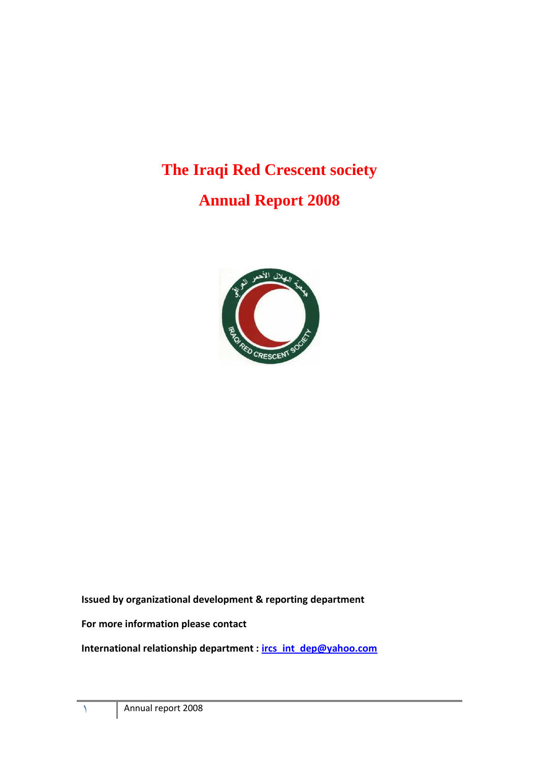# The Iraqi Red Crescent society

# Annual Report 2008

**Issued by organizational development & reporting department**

**For more information please contact**

**International relationship department : ircs_int_dep@yahoo.com**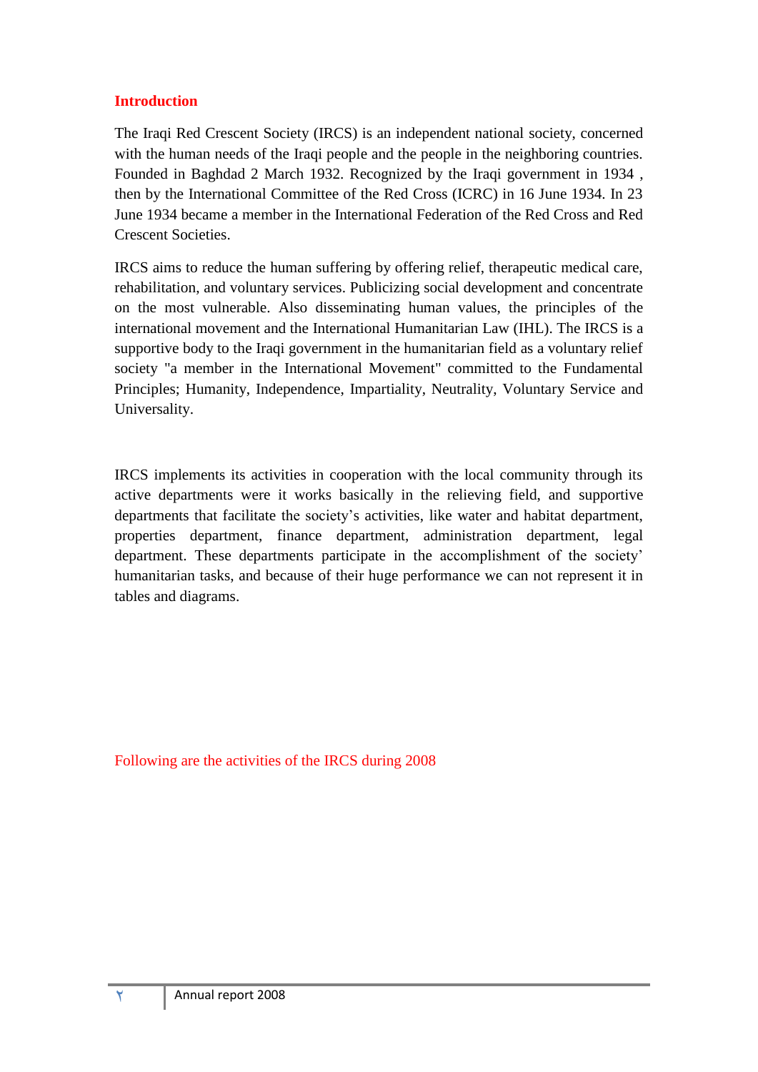## Introduction

The Iraqi Red Crescent Society (IRCS) is an independent national society, concerned with the human needs of the Iraqi people and the people in the neighboring countries. Founded in Baghdad 2 March 1932. Recognized by the Iraqi government in 1934 , then by the International Committee of the Red Cross (ICRC) in 16 June 1934. In 23 June 1934 became a member in the International Federation of the Red Cross and Red Crescent Societies.

IRCS aims to reduce the human suffering by offering relief, therapeutic medical care, rehabilitation, and voluntary services. Publicizing social development and concentrate on the most vulnerable. Also disseminating human values, the principles of the international movement and the International Humanitarian Law (IHL). The IRCS is a supportive body to the Iraqi government in the humanitarian field as a voluntary relief society "a member in the International Movement" committed to the Fundamental Principles; Humanity, Independence, Impartiality, Neutrality, Voluntary Service and Universality.

IRCS implements its activities in cooperation with the local community through its active departments were it works basically in the relieving field, and supportive departments that facilitate the society's activities, like water and habitat department, properties department, finance department, administration department, legal department. These departments participate in the accomplishment of the society' humanitarian tasks, and because of their huge performance we can not represent it in tables and diagrams.

Following are the activities of the IRCS during 2008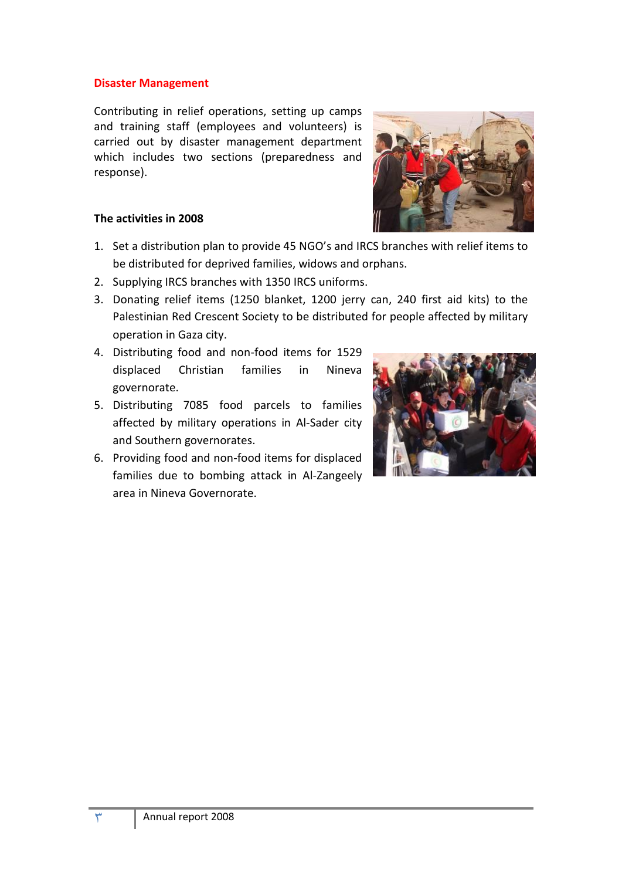## Disaster Management

Contributing in relief operations, setting up camps and training staff (employees and volunteers) is carried out by disaster management department which includes two sections (preparedness and response).

### The activities in 2008

1. Set a distribution plan to provide 45 NGO's and IRCS branches with relief items to be distributed for deprived families, widows and orphans.
2. Supplying IRCS branches with 1350 IRCS uniforms.
3. Donating relief items (1250 blanket, 1200 jerry can, 240 first aid kits) to the Palestinian Red Crescent Society to be distributed for people affected by military operation in Gaza city.
4. Distributing food and non-food items for 1529 displaced Christian families in Nineva governorate.
5. Distributing 7085 food parcels to families affected by military operations in Al-Sader city and Southern governorates.
6. Providing food and non-food items for displaced families due to bombing attack in Al-Zangeely area in Nineva Governorate.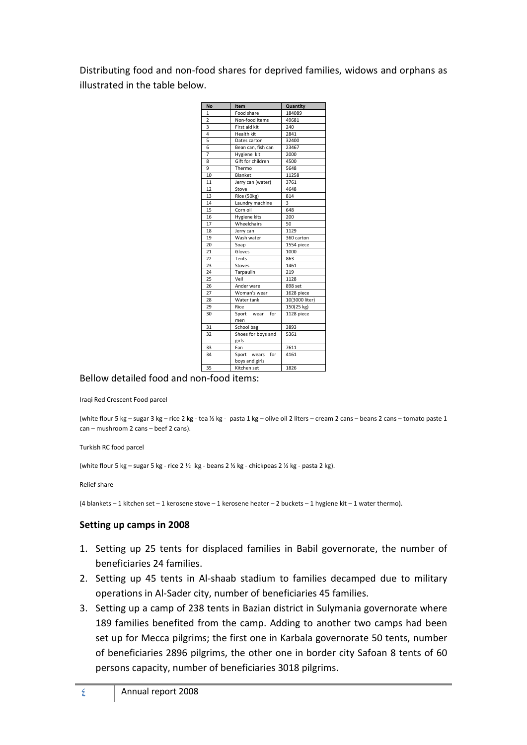Distributing food and non-food shares for deprived families, widows and orphans as illustrated in the table below.

| No | Item | Quantity |
|---|---|---|
| 1 | Food share | 184089 |
| 2 | Non-food items | 49681 |
| 3 | First aid kit | 240 |
| 4 | Health kit | 2841 |
| 5 | Dates carton | 32400 |
| 6 | Bean can, fish can | 23467 |
| 7 | Hygiene kit | 2000 |
| 8 | Gift for children | 4500 |
| 9 | Thermo | 5648 |
| 10 | Blanket | 11258 |
| 11 | Jerry can (water) | 3761 |
| 12 | Stove | 4648 |
| 13 | Rice (50kg) | 814 |
| 14 | Laundry machine | 3 |
| 15 | Corn oil | 648 |
| 16 | Hygiene kits | 200 |
| 17 | Wheelchairs | 50 |
| 18 | Jerry can | 1129 |
| 19 | Wash water | 360 carton |
| 20 | Soap | 1554 piece |
| 21 | Gloves | 1000 |
| 22 | Tents | 863 |
| 23 | Stoves | 1461 |
| 24 | Tarpaulin | 219 |
| 25 | Veil | 1128 |
| 26 | Ander ware | 898 set |
| 27 | Woman's wear | 1628 piece |
| 28 | Water tank | 10(3000 liter) |
| 29 | Rice | 150(25 kg) |
| 30 | Sport wear for men | 1128 piece |
| 31 | School bag | 3893 |
| 32 | Shoes for boys and girls | 5361 |
| 33 | Fan | 7611 |
| 34 | Sport wears for boys and girls | 4161 |
| 35 | Kitchen set | 1826 |

Bellow detailed food and non-food items:

Iraqi Red Crescent Food parcel

(white flour 5 kg – sugar 3 kg – rice 2 kg - tea ½ kg - pasta 1 kg – olive oil 2 liters – cream 2 cans – beans 2 cans – tomato paste 1 can – mushroom 2 cans – beef 2 cans).

Turkish RC food parcel

(white flour 5 kg – sugar 5 kg - rice 2 ½ kg - beans 2 ½ kg - chickpeas 2 ½ kg - pasta 2 kg).

Relief share

(4 blankets – 1 kitchen set – 1 kerosene stove – 1 kerosene heater – 2 buckets – 1 hygiene kit – 1 water thermo).

### Setting up camps in 2008

1. Setting up 25 tents for displaced families in Babil governorate, the number of beneficiaries 24 families.
2. Setting up 45 tents in Al-shaab stadium to families decamped due to military operations in Al-Sader city, number of beneficiaries 45 families.
3. Setting up a camp of 238 tents in Bazian district in Sulymania governorate where 189 families benefited from the camp. Adding to another two camps had been set up for Mecca pilgrims; the first one in Karbala governorate 50 tents, number of beneficiaries 2896 pilgrims, the other one in border city Safoan 8 tents of 60 persons capacity, number of beneficiaries 3018 pilgrims.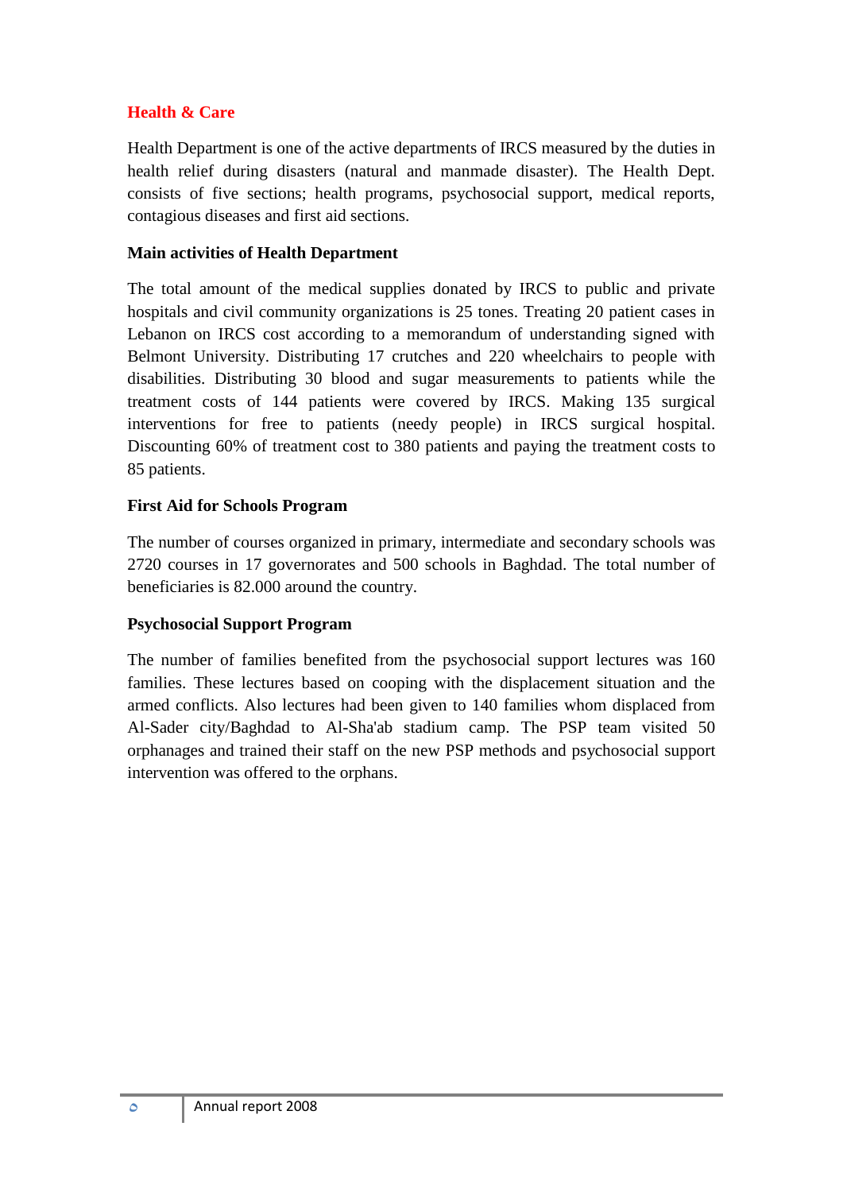## Health & Care

Health Department is one of the active departments of IRCS measured by the duties in health relief during disasters (natural and manmade disaster). The Health Dept. consists of five sections; health programs, psychosocial support, medical reports, contagious diseases and first aid sections.

### Main activities of Health Department

The total amount of the medical supplies donated by IRCS to public and private hospitals and civil community organizations is 25 tones. Treating 20 patient cases in Lebanon on IRCS cost according to a memorandum of understanding signed with Belmont University. Distributing 17 crutches and 220 wheelchairs to people with disabilities. Distributing 30 blood and sugar measurements to patients while the treatment costs of 144 patients were covered by IRCS. Making 135 surgical interventions for free to patients (needy people) in IRCS surgical hospital. Discounting 60% of treatment cost to 380 patients and paying the treatment costs to 85 patients.

### First Aid for Schools Program

The number of courses organized in primary, intermediate and secondary schools was 2720 courses in 17 governorates and 500 schools in Baghdad. The total number of beneficiaries is 82.000 around the country.

### Psychosocial Support Program

The number of families benefited from the psychosocial support lectures was 160 families. These lectures based on cooping with the displacement situation and the armed conflicts. Also lectures had been given to 140 families whom displaced from Al-Sader city/Baghdad to Al-Sha'ab stadium camp. The PSP team visited 50 orphanages and trained their staff on the new PSP methods and psychosocial support intervention was offered to the orphans.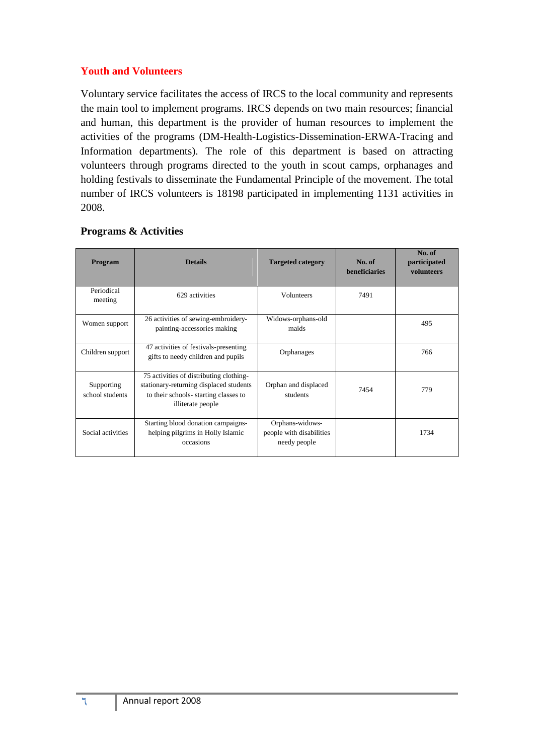## Youth and Volunteers

Voluntary service facilitates the access of IRCS to the local community and represents the main tool to implement programs. IRCS depends on two main resources; financial and human, this department is the provider of human resources to implement the activities of the programs (DM-Health-Logistics-Dissemination-ERWA-Tracing and Information departments). The role of this department is based on attracting volunteers through programs directed to the youth in scout camps, orphanages and holding festivals to disseminate the Fundamental Principle of the movement. The total number of IRCS volunteers is 18198 participated in implementing 1131 activities in 2008.

### Programs & Activities

| Program | Details | Targeted category | No. of beneficiaries | No. of participated volunteers |
|---|---|---|---|---|
| Periodical meeting | 629 activities | Volunteers | 7491 | |
| Women support | 26 activities of sewing-embroidery-painting-accessories making | Widows-orphans-old maids | | 495 |
| Children support | 47 activities of festivals-presenting gifts to needy children and pupils | Orphanages | | 766 |
| Supporting school students | 75 activities of distributing clothing-stationary-returning displaced students to their schools- starting classes to illiterate people | Orphan and displaced students | 7454 | 779 |
| Social activities | Starting blood donation campaigns-helping pilgrims in Holly Islamic occasions | Orphans-widows-people with disabilities needy people | | 1734 |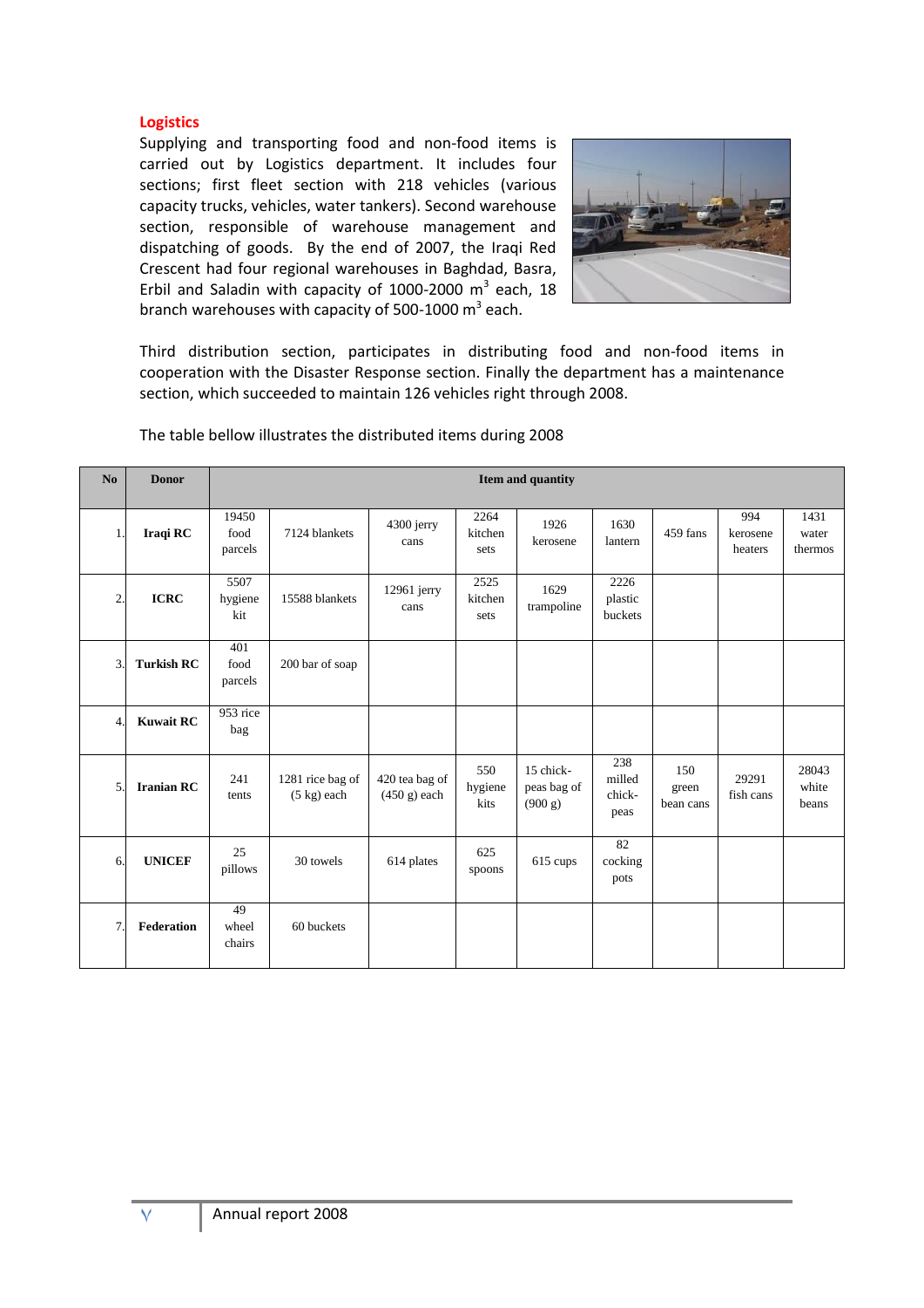## Logistics

Supplying and transporting food and non-food items is carried out by Logistics department. It includes four sections; first fleet section with 218 vehicles (various capacity trucks, vehicles, water tankers). Second warehouse section, responsible of warehouse management and dispatching of goods. By the end of 2007, the Iraqi Red Crescent had four regional warehouses in Baghdad, Basra, Erbil and Saladin with capacity of 1000-2000 $m^3$ each, 18 branch warehouses with capacity of 500-1000 $m^3$ each.

Third distribution section, participates in distributing food and non-food items in cooperation with the Disaster Response section. Finally the department has a maintenance section, which succeeded to maintain 126 vehicles right through 2008.

The table bellow illustrates the distributed items during 2008

| No | Donor | Item and quantity | | | | | | | | |
|---|---|---|---|---|---|---|---|---|---|---|
| 1. | Iraqi RC | 19450 food parcels | 7124 blankets | 4300 jerry cans | 2264 kitchen sets | 1926 kerosene | 1630 lantern | 459 fans | 994 kerosene heaters | 1431 water thermos |
| 2. | ICRC | 5507 hygiene kit | 15588 blankets | 12961 jerry cans | 2525 kitchen sets | 1629 trampoline | 2226 plastic buckets | | | |
| 3. | Turkish RC | 401 food parcels | 200 bar of soap | | | | | | | |
| 4. | Kuwait RC | 953 rice bag | | | | | | | | |
| 5. | Iranian RC | 241 tents | 1281 rice bag of (5 kg) each | 420 tea bag of (450 g) each | 550 hygiene kits | 15 chick-peas bag of (900 g) | 238 milled chick-peas | 150 green bean cans | 29291 fish cans | 28043 white beans |
| 6. | UNICEF | 25 pillows | 30 towels | 614 plates | 625 spoons | 615 cups | 82 cocking pots | | | |
| 7. | Federation | 49 wheel chairs | 60 buckets | | | | | | | |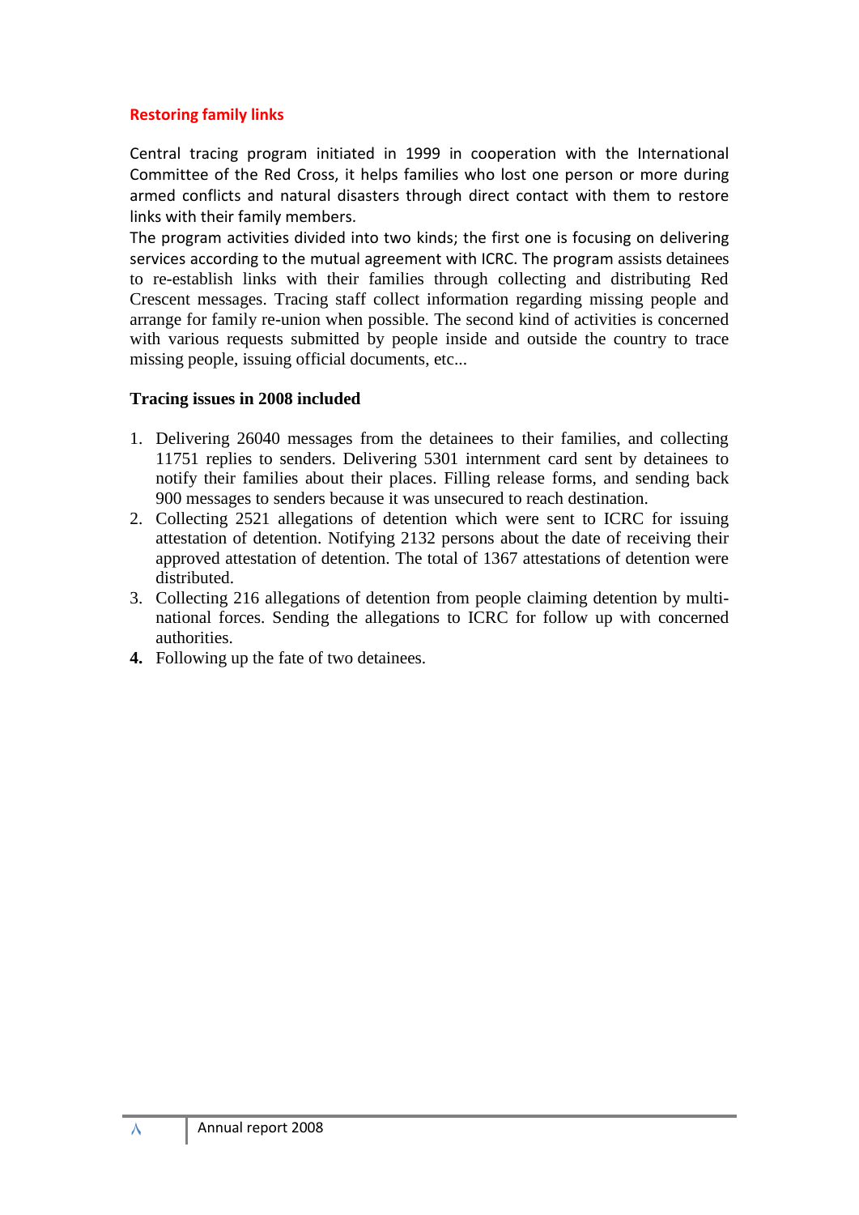## Restoring family links

Central tracing program initiated in 1999 in cooperation with the International Committee of the Red Cross, it helps families who lost one person or more during armed conflicts and natural disasters through direct contact with them to restore links with their family members.
The program activities divided into two kinds; the first one is focusing on delivering services according to the mutual agreement with ICRC. The program assists detainees to re-establish links with their families through collecting and distributing Red Crescent messages. Tracing staff collect information regarding missing people and arrange for family re-union when possible. The second kind of activities is concerned with various requests submitted by people inside and outside the country to trace missing people, issuing official documents, etc...

### Tracing issues in 2008 included

1. Delivering 26040 messages from the detainees to their families, and collecting 11751 replies to senders. Delivering 5301 internment card sent by detainees to notify their families about their places. Filling release forms, and sending back 900 messages to senders because it was unsecured to reach destination.
2. Collecting 2521 allegations of detention which were sent to ICRC for issuing attestation of detention. Notifying 2132 persons about the date of receiving their approved attestation of detention. The total of 1367 attestations of detention were distributed.
3. Collecting 216 allegations of detention from people claiming detention by multi-national forces. Sending the allegations to ICRC for follow up with concerned authorities.
4. Following up the fate of two detainees.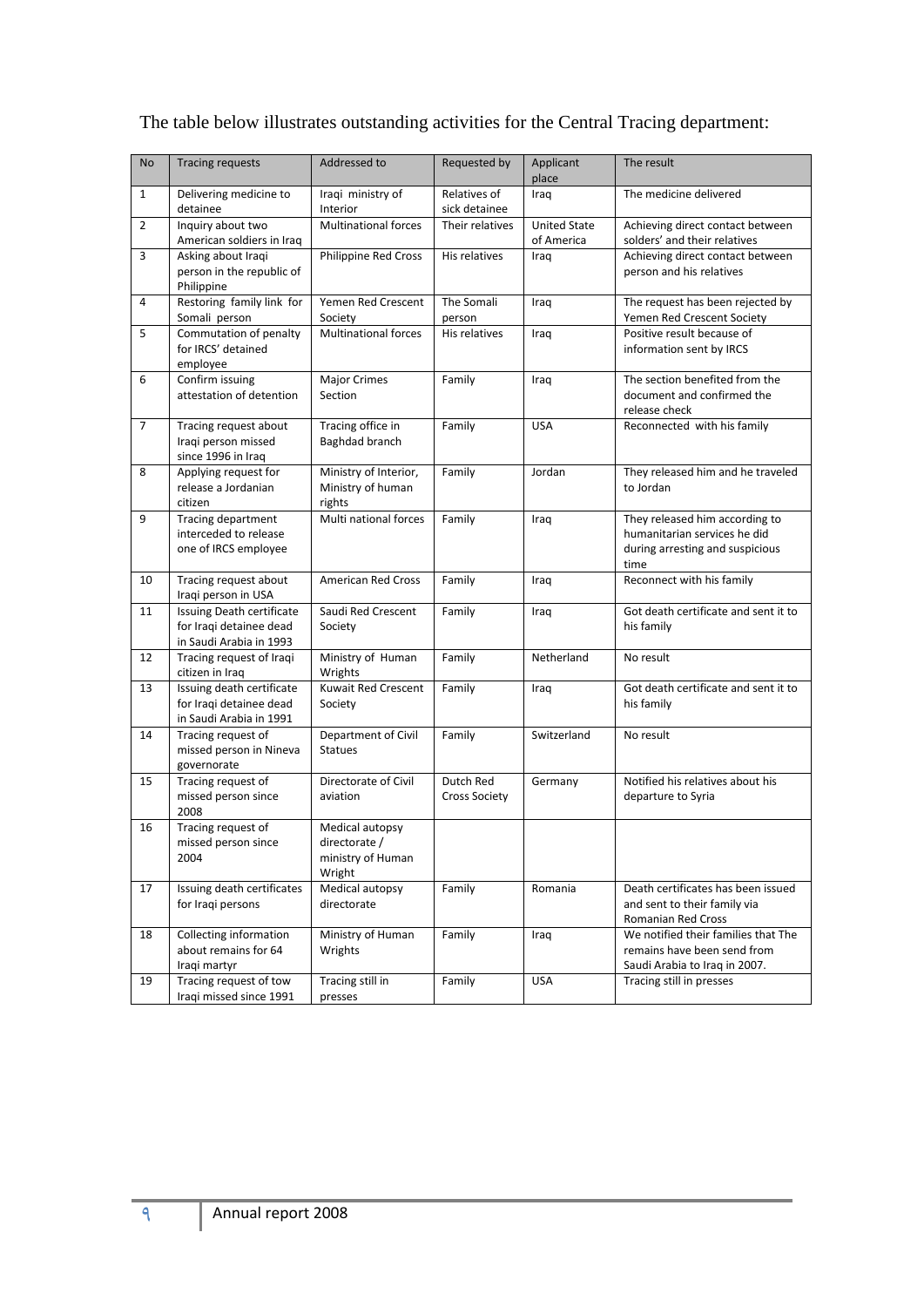The table below illustrates outstanding activities for the Central Tracing department:

| No | Tracing requests | Addressed to | Requested by | Applicant place | The result |
|---|---|---|---|---|---|
| 1 | Delivering medicine to detainee | Iraqi ministry of Interior | Relatives of sick detainee | Iraq | The medicine delivered |
| 2 | Inquiry about two American soldiers in Iraq | Multinational forces | Their relatives | United State of America | Achieving direct contact between solders' and their relatives |
| 3 | Asking about Iraqi person in the republic of Philippine | Philippine Red Cross | His relatives | Iraq | Achieving direct contact between person and his relatives |
| 4 | Restoring family link for Somali person | Yemen Red Crescent Society | The Somali person | Iraq | The request has been rejected by Yemen Red Crescent Society |
| 5 | Commutation of penalty for IRCS' detained employee | Multinational forces | His relatives | Iraq | Positive result because of information sent by IRCS |
| 6 | Confirm issuing attestation of detention | Major Crimes Section | Family | Iraq | The section benefited from the document and confirmed the release check |
| 7 | Tracing request about Iraqi person missed since 1996 in Iraq | Tracing office in Baghdad branch | Family | USA | Reconnected with his family |
| 8 | Applying request for release a Jordanian citizen | Ministry of Interior, Ministry of human rights | Family | Jordan | They released him and he traveled to Jordan |
| 9 | Tracing department interceded to release one of IRCS employee | Multi national forces | Family | Iraq | They released him according to humanitarian services he did during arresting and suspicious time |
| 10 | Tracing request about Iraqi person in USA | American Red Cross | Family | Iraq | Reconnect with his family |
| 11 | Issuing Death certificate for Iraqi detainee dead in Saudi Arabia in 1993 | Saudi Red Crescent Society | Family | Iraq | Got death certificate and sent it to his family |
| 12 | Tracing request of Iraqi citizen in Iraq | Ministry of Human Wrights | Family | Netherland | No result |
| 13 | Issuing death certificate for Iraqi detainee dead in Saudi Arabia in 1991 | Kuwait Red Crescent Society | Family | Iraq | Got death certificate and sent it to his family |
| 14 | Tracing request of missed person in Nineva governorate | Department of Civil Statues | Family | Switzerland | No result |
| 15 | Tracing request of missed person since 2008 | Directorate of Civil aviation | Dutch Red Cross Society | Germany | Notified his relatives about his departure to Syria |
| 16 | Tracing request of missed person since 2004 | Medical autopsy directorate / ministry of Human Wright | | | |
| 17 | Issuing death certificates for Iraqi persons | Medical autopsy directorate | Family | Romania | Death certificates has been issued and sent to their family via Romanian Red Cross |
| 18 | Collecting information about remains for 64 Iraqi martyr | Ministry of Human Wrights | Family | Iraq | We notified their families that The remains have been send from Saudi Arabia to Iraq in 2007. |
| 19 | Tracing request of tow Iraqi missed since 1991 | Tracing still in presses | Family | USA | Tracing still in presses |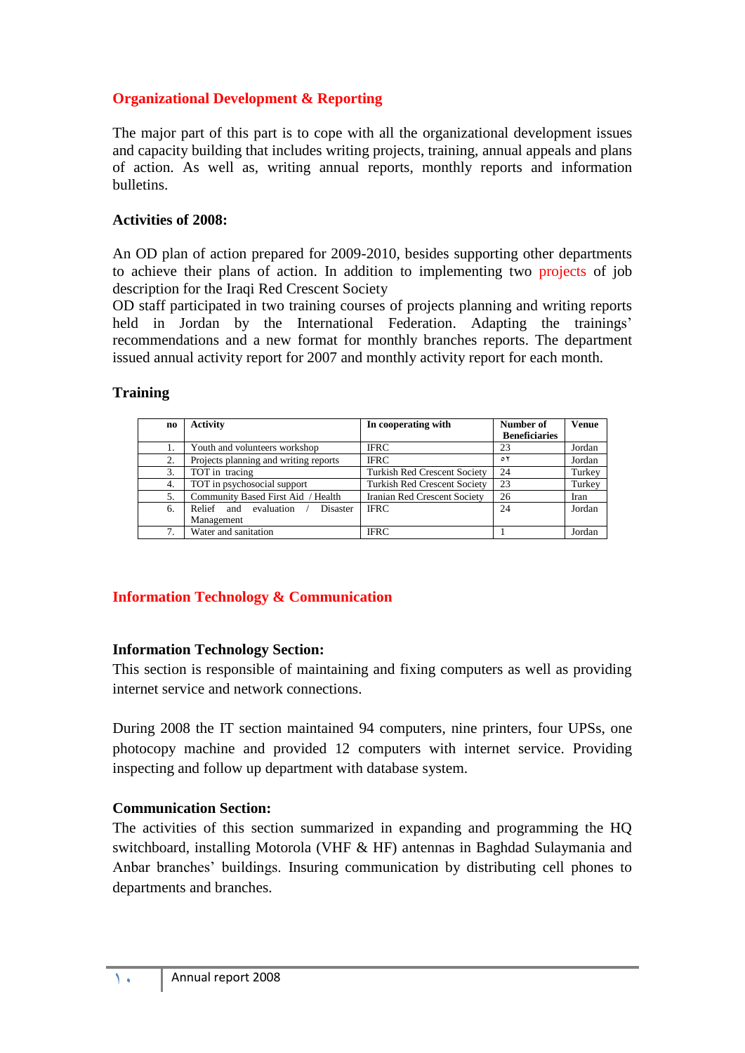## Organizational Development & Reporting

The major part of this part is to cope with all the organizational development issues and capacity building that includes writing projects, training, annual appeals and plans of action. As well as, writing annual reports, monthly reports and information bulletins.

### Activities of 2008:

An OD plan of action prepared for 2009-2010, besides supporting other departments to achieve their plans of action. In addition to implementing two projects of job description for the Iraqi Red Crescent Society

OD staff participated in two training courses of projects planning and writing reports held in Jordan by the International Federation. Adapting the trainings' recommendations and a new format for monthly branches reports. The department issued annual activity report for 2007 and monthly activity report for each month.

### Training

| no | Activity | In cooperating with | Number of Beneficiaries | Venue |
|---|---|---|---|---|
| 1. | Youth and volunteers workshop | IFRC | 23 | Jordan |
| 2. | Projects planning and writing reports | IFRC | ٥٢ | Jordan |
| 3. | TOT in tracing | Turkish Red Crescent Society | 24 | Turkey |
| 4. | TOT in psychosocial support | Turkish Red Crescent Society | 23 | Turkey |
| 5. | Community Based First Aid / Health | Iranian Red Crescent Society | 26 | Iran |
| 6. | Relief and evaluation / Disaster Management | IFRC | 24 | Jordan |
| 7. | Water and sanitation | IFRC | 1 | Jordan |

## Information Technology & Communication

### Information Technology Section:

This section is responsible of maintaining and fixing computers as well as providing internet service and network connections.

During 2008 the IT section maintained 94 computers, nine printers, four UPSs, one photocopy machine and provided 12 computers with internet service. Providing inspecting and follow up department with database system.

### Communication Section:

The activities of this section summarized in expanding and programming the HQ switchboard, installing Motorola (VHF & HF) antennas in Baghdad Sulaymania and Anbar branches' buildings. Insuring communication by distributing cell phones to departments and branches.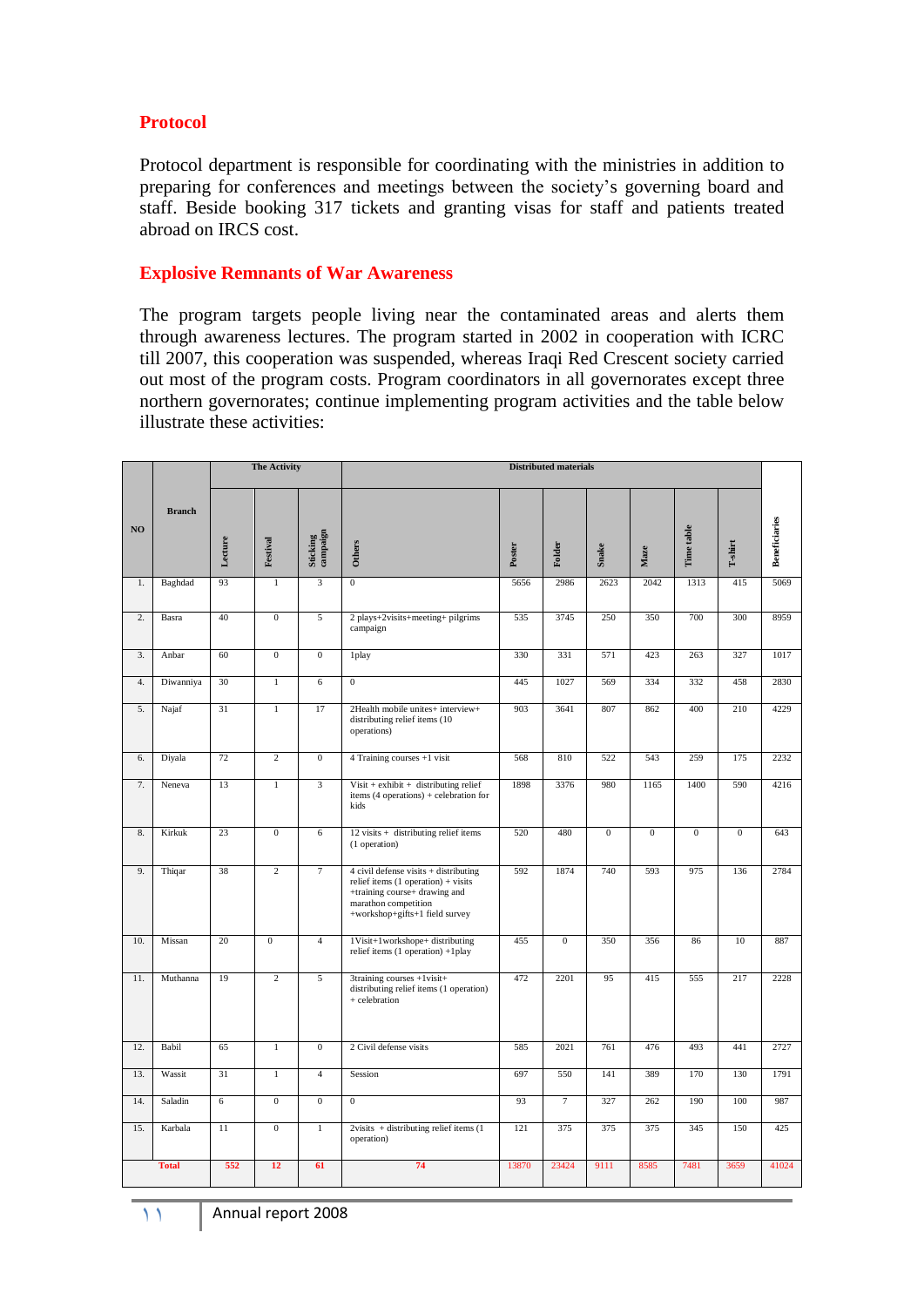## Protocol

Protocol department is responsible for coordinating with the ministries in addition to preparing for conferences and meetings between the society's governing board and staff. Beside booking 317 tickets and granting visas for staff and patients treated abroad on IRCS cost.

## Explosive Remnants of War Awareness

The program targets people living near the contaminated areas and alerts them through awareness lectures. The program started in 2002 in cooperation with ICRC till 2007, this cooperation was suspended, whereas Iraqi Red Crescent society carried out most of the program costs. Program coordinators in all governorates except three northern governorates; continue implementing program activities and the table below illustrate these activities:

| NO | Branch | The Activity | | | | Distributed materials | | | | | | Beneficiaries |
|---|---|---|---|---|---|---|---|---|---|---|---|---|
| | | Lecture | Festival | Sticking campaign | Others | Poster | Folder | Snake | Maze | Time table | T-shirt | |
| 1. | Baghdad | 93 | 1 | 3 | 0 | 5656 | 2986 | 2623 | 2042 | 1313 | 415 | 5069 |
| 2. | Basra | 40 | 0 | 5 | 2 plays+2visits+meeting+ pilgrims campaign | 535 | 3745 | 250 | 350 | 700 | 300 | 8959 |
| 3. | Anbar | 60 | 0 | 0 | 1play | 330 | 331 | 571 | 423 | 263 | 327 | 1017 |
| 4. | Diwanniya | 30 | 1 | 6 | 0 | 445 | 1027 | 569 | 334 | 332 | 458 | 2830 |
| 5. | Najaf | 31 | 1 | 17 | 2Health mobile unites+ interview+ distributing relief items (10 operations) | 903 | 3641 | 807 | 862 | 400 | 210 | 4229 |
| 6. | Diyala | 72 | 2 | 0 | 4 Training courses +1 visit | 568 | 810 | 522 | 543 | 259 | 175 | 2232 |
| 7. | Neneva | 13 | 1 | 3 | Visit + exhibit + distributing relief items (4 operations) + celebration for kids | 1898 | 3376 | 980 | 1165 | 1400 | 590 | 4216 |
| 8. | Kirkuk | 23 | 0 | 6 | 12 visits + distributing relief items (1 operation) | 520 | 480 | 0 | 0 | 0 | 0 | 643 |
| 9. | Thiqar | 38 | 2 | 7 | 4 civil defense visits + distributing relief items (1 operation) + visits +training course+ drawing and marathon competition +workshop+gifts+1 field survey | 592 | 1874 | 740 | 593 | 975 | 136 | 2784 |
| 10. | Missan | 20 | 0 | 4 | 1Visit+1workshope+ distributing relief items (1 operation) +1play | 455 | 0 | 350 | 356 | 86 | 10 | 887 |
| 11. | Muthanna | 19 | 2 | 5 | 3training courses +1visit+ distributing relief items (1 operation) + celebration | 472 | 2201 | 95 | 415 | 555 | 217 | 2228 |
| 12. | Babil | 65 | 1 | 0 | 2 Civil defense visits | 585 | 2021 | 761 | 476 | 493 | 441 | 2727 |
| 13. | Wassit | 31 | 1 | 4 | Session | 697 | 550 | 141 | 389 | 170 | 130 | 1791 |
| 14. | Saladin | 6 | 0 | 0 | 0 | 93 | 7 | 327 | 262 | 190 | 100 | 987 |
| 15. | Karbala | 11 | 0 | 1 | 2visits + distributing relief items (1 operation) | 121 | 375 | 375 | 375 | 345 | 150 | 425 |
| | Total | 552 | 12 | 61 | 74 | 13870 | 23424 | 9111 | 8585 | 7481 | 3659 | 41024 |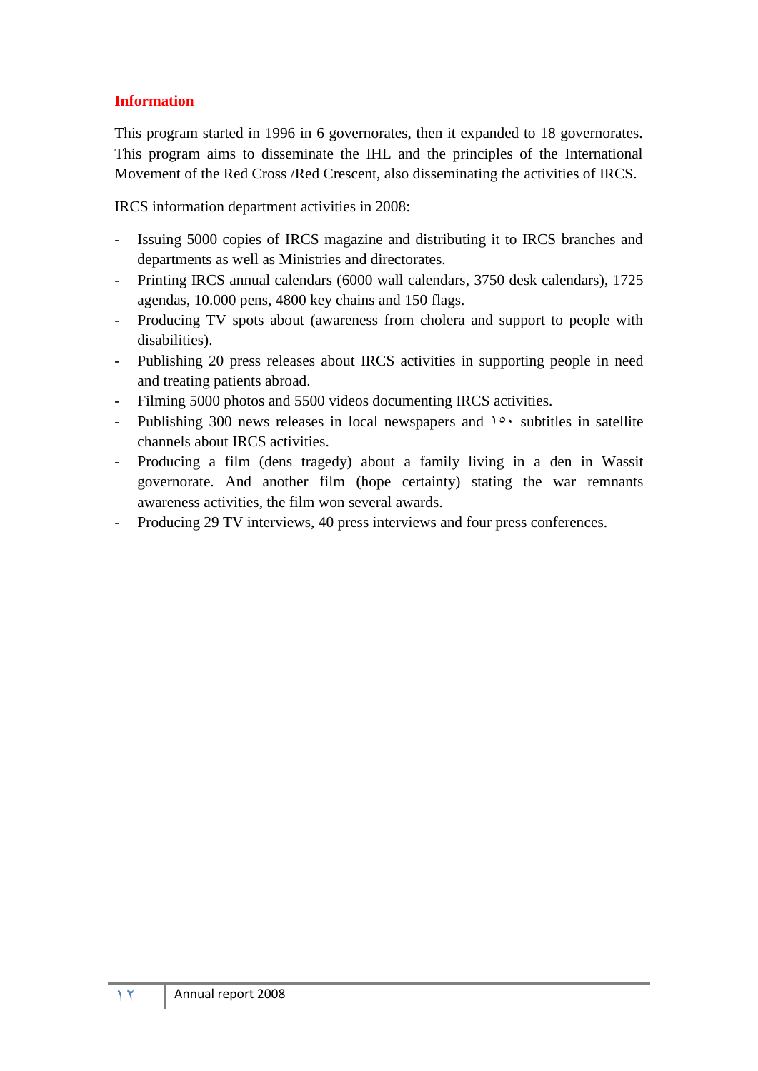## Information

This program started in 1996 in 6 governorates, then it expanded to 18 governorates. This program aims to disseminate the IHL and the principles of the International Movement of the Red Cross /Red Crescent, also disseminating the activities of IRCS.

IRCS information department activities in 2008:

- Issuing 5000 copies of IRCS magazine and distributing it to IRCS branches and departments as well as Ministries and directorates.
- Printing IRCS annual calendars (6000 wall calendars, 3750 desk calendars), 1725 agendas, 10.000 pens, 4800 key chains and 150 flags.
- Producing TV spots about (awareness from cholera and support to people with disabilities).
- Publishing 20 press releases about IRCS activities in supporting people in need and treating patients abroad.
- Filming 5000 photos and 5500 videos documenting IRCS activities.
- Publishing 300 news releases in local newspapers and ١٥٠ subtitles in satellite channels about IRCS activities.
- Producing a film (dens tragedy) about a family living in a den in Wassit governorate. And another film (hope certainty) stating the war remnants awareness activities, the film won several awards.
- Producing 29 TV interviews, 40 press interviews and four press conferences.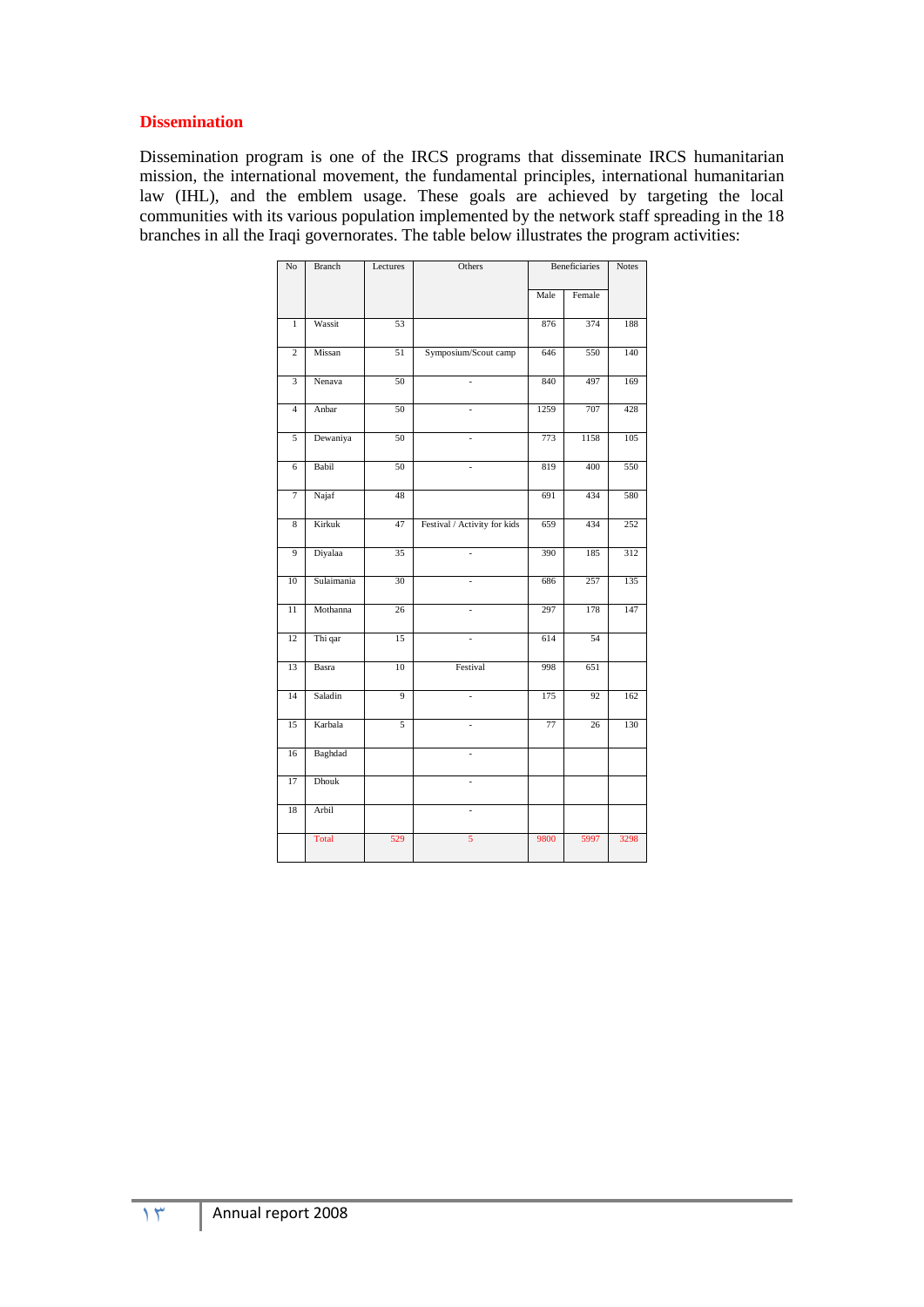## Dissemination

Dissemination program is one of the IRCS programs that disseminate IRCS humanitarian mission, the international movement, the fundamental principles, international humanitarian law (IHL), and the emblem usage. These goals are achieved by targeting the local communities with its various population implemented by the network staff spreading in the 18 branches in all the Iraqi governorates. The table below illustrates the program activities:

| No | Branch | Lectures | Others | Beneficiaries | | Notes |
|---|---|---|---|---|---|---|
| | | | | Male | Female | |
| 1 | Wassit | 53 | | 876 | 374 | 188 |
| 2 | Missan | 51 | Symposium/Scout camp | 646 | 550 | 140 |
| 3 | Nenava | 50 | - | 840 | 497 | 169 |
| 4 | Anbar | 50 | - | 1259 | 707 | 428 |
| 5 | Dewaniya | 50 | - | 773 | 1158 | 105 |
| 6 | Babil | 50 | - | 819 | 400 | 550 |
| 7 | Najaf | 48 | | 691 | 434 | 580 |
| 8 | Kirkuk | 47 | Festival / Activity for kids | 659 | 434 | 252 |
| 9 | Diyalaa | 35 | - | 390 | 185 | 312 |
| 10 | Sulaimania | 30 | - | 686 | 257 | 135 |
| 11 | Mothanna | 26 | - | 297 | 178 | 147 |
| 12 | Thi qar | 15 | - | 614 | 54 | |
| 13 | Basra | 10 | Festival | 998 | 651 | |
| 14 | Saladin | 9 | - | 175 | 92 | 162 |
| 15 | Karbala | 5 | - | 77 | 26 | 130 |
| 16 | Baghdad | | - | | | |
| 17 | Dhouk | | - | | | |
| 18 | Arbil | | - | | | |
| | Total | 529 | 5 | 9800 | 5997 | 3298 |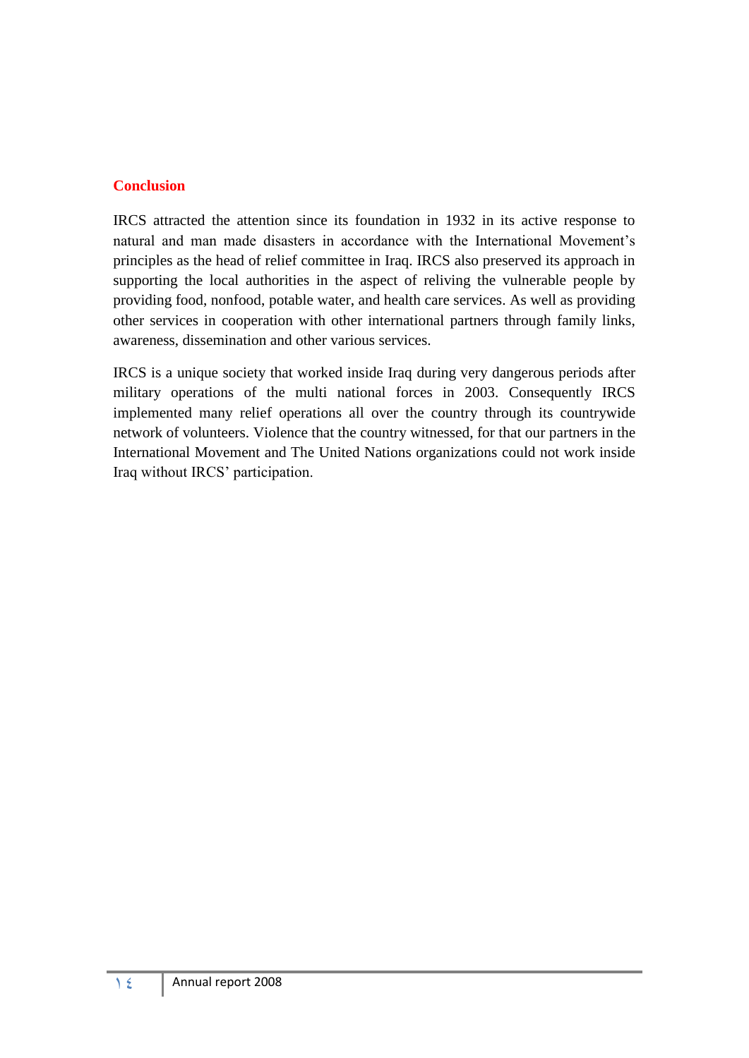## Conclusion

IRCS attracted the attention since its foundation in 1932 in its active response to natural and man made disasters in accordance with the International Movement's principles as the head of relief committee in Iraq. IRCS also preserved its approach in supporting the local authorities in the aspect of reliving the vulnerable people by providing food, nonfood, potable water, and health care services. As well as providing other services in cooperation with other international partners through family links, awareness, dissemination and other various services.

IRCS is a unique society that worked inside Iraq during very dangerous periods after military operations of the multi national forces in 2003. Consequently IRCS implemented many relief operations all over the country through its countrywide network of volunteers. Violence that the country witnessed, for that our partners in the International Movement and The United Nations organizations could not work inside Iraq without IRCS' participation.